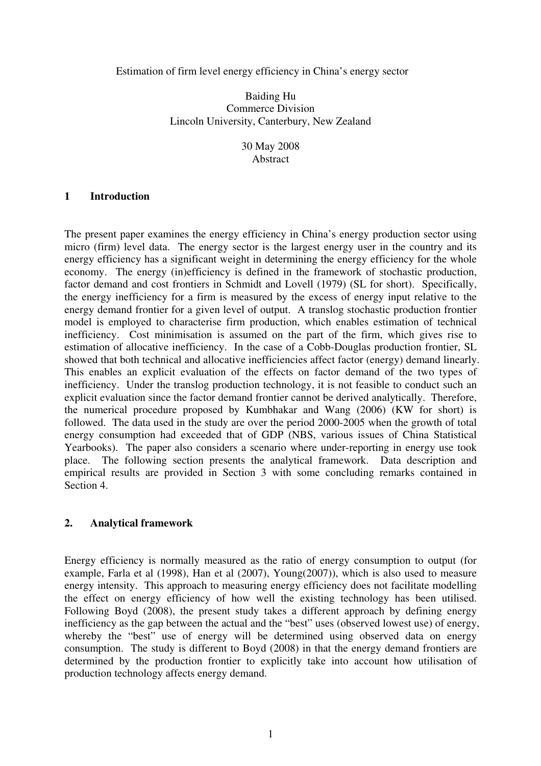Estimation of firm level energy efficiency in China's energy sector

Baiding Hu
Commerce Division
Lincoln University, Canterbury, New Zealand

30 May 2008

Abstract

## 1 Introduction

The present paper examines the energy efficiency in China's energy production sector using micro (firm) level data. The energy sector is the largest energy user in the country and its energy efficiency has a significant weight in determining the energy efficiency for the whole economy. The energy (in)efficiency is defined in the framework of stochastic production, factor demand and cost frontiers in Schmidt and Lovell (1979) (SL for short). Specifically, the energy inefficiency for a firm is measured by the excess of energy input relative to the energy demand frontier for a given level of output. A translog stochastic production frontier model is employed to characterise firm production, which enables estimation of technical inefficiency. Cost minimisation is assumed on the part of the firm, which gives rise to estimation of allocative inefficiency. In the case of a Cobb-Douglas production frontier, SL showed that both technical and allocative inefficiencies affect factor (energy) demand linearly. This enables an explicit evaluation of the effects on factor demand of the two types of inefficiency. Under the translog production technology, it is not feasible to conduct such an explicit evaluation since the factor demand frontier cannot be derived analytically. Therefore, the numerical procedure proposed by Kumbhakar and Wang (2006) (KW for short) is followed. The data used in the study are over the period 2000-2005 when the growth of total energy consumption had exceeded that of GDP (NBS, various issues of China Statistical Yearbooks). The paper also considers a scenario where under-reporting in energy use took place. The following section presents the analytical framework. Data description and empirical results are provided in Section 3 with some concluding remarks contained in Section 4.

## 2. Analytical framework

Energy efficiency is normally measured as the ratio of energy consumption to output (for example, Farla et al (1998), Han et al (2007), Young(2007)), which is also used to measure energy intensity. This approach to measuring energy efficiency does not facilitate modelling the effect on energy efficiency of how well the existing technology has been utilised. Following Boyd (2008), the present study takes a different approach by defining energy inefficiency as the gap between the actual and the "best" uses (observed lowest use) of energy, whereby the "best" use of energy will be determined using observed data on energy consumption. The study is different to Boyd (2008) in that the energy demand frontiers are determined by the production frontier to explicitly take into account how utilisation of production technology affects energy demand.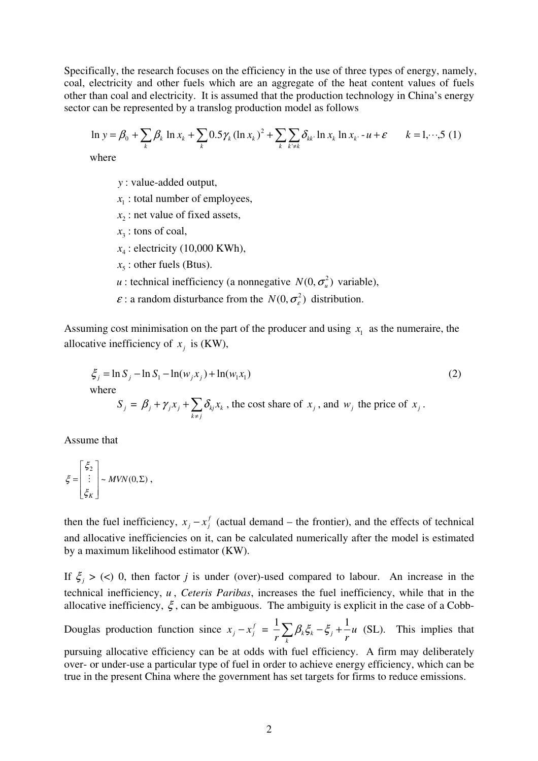Specifically, the research focuses on the efficiency in the use of three types of energy, namely, coal, electricity and other fuels which are an aggregate of the heat content values of fuels other than coal and electricity. It is assumed that the production technology in China's energy sector can be represented by a translog production model as follows

$$\ln y = \beta_0 + \sum_k \beta_k \ln x_k + \sum_k 0.5\gamma_k (\ln x_k)^2 + \sum_k \sum_{k' \neq k} \delta_{kk'} \ln x_k \ln x_{k'} - u + \varepsilon \qquad k = 1,\cdots,5 \quad (1)$$

where

- $y$ : value-added output,
- $x_1$ : total number of employees,
- $x_2$ : net value of fixed assets,
- $x_3$ : tons of coal,
- $x_4$ : electricity (10,000 KWh),
- $x_5$ : other fuels (Btus).
- $u$ : technical inefficiency (a nonnegative $N(0,\sigma_u^2)$ variable),
- $\varepsilon$ : a random disturbance from the $N(0,\sigma_\varepsilon^2)$ distribution.

Assuming cost minimisation on the part of the producer and using $x_1$ as the numeraire, the allocative inefficiency of $x_j$ is (KW),

$$\xi_j = \ln S_j - \ln S_1 - \ln(w_j x_j) + \ln(w_1 x_1) \qquad (2)$$

where

$S_j = \beta_j + \gamma_j x_j + \sum_{k \neq j} \delta_{kj} x_k$ , the cost share of $x_j$, and $w_j$ the price of $x_j$.

Assume that

$$\xi = \begin{bmatrix} \xi_2 \\ \vdots \\ \xi_K \end{bmatrix} \sim MVN(0,\Sigma),$$

then the fuel inefficiency, $x_j - x_j^f$ (actual demand – the frontier), and the effects of technical and allocative inefficiencies on it, can be calculated numerically after the model is estimated by a maximum likelihood estimator (KW).

If $\xi_j$ > (<) 0, then factor *j* is under (over)-used compared to labour. An increase in the technical inefficiency, $u$, *Ceteris Paribas*, increases the fuel inefficiency, while that in the allocative inefficiency, $\xi$, can be ambiguous. The ambiguity is explicit in the case of a Cobb-Douglas production function since $x_j - x_j^f = \frac{1}{r}\sum_k \beta_k \xi_k - \xi_j + \frac{1}{r}u$ (SL). This implies that pursuing allocative efficiency can be at odds with fuel efficiency. A firm may deliberately over- or under-use a particular type of fuel in order to achieve energy efficiency, which can be true in the present China where the government has set targets for firms to reduce emissions.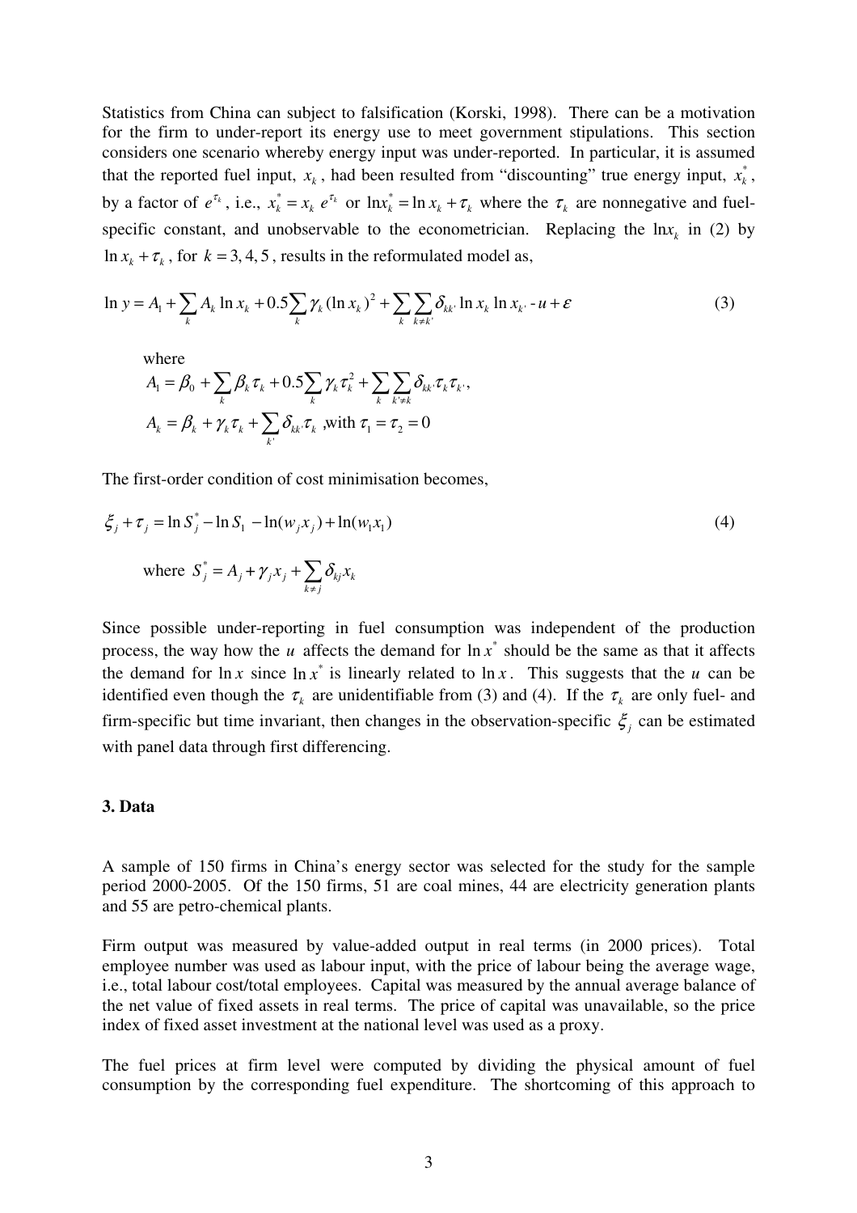Statistics from China can subject to falsification (Korski, 1998). There can be a motivation for the firm to under-report its energy use to meet government stipulations. This section considers one scenario whereby energy input was under-reported. In particular, it is assumed that the reported fuel input, $x_k$, had been resulted from "discounting" true energy input, $x_k^*$, by a factor of $e^{\tau_k}$, i.e., $x_k^* = x_k\ e^{\tau_k}$ or $\ln x_k^* = \ln x_k + \tau_k$ where the $\tau_k$ are nonnegative and fuel-specific constant, and unobservable to the econometrician. Replacing the $\ln x_k$ in (2) by $\ln x_k + \tau_k$, for $k = 3, 4, 5$, results in the reformulated model as,

$$\ln y = A_1 + \sum_k A_k \ln x_k + 0.5\sum_k \gamma_k (\ln x_k)^2 + \sum_k \sum_{k \neq k'} \delta_{kk'} \ln x_k \ln x_{k'} - u + \varepsilon \tag{3}$$

where

$$A_1 = \beta_0 + \sum_k \beta_k \tau_k + 0.5\sum_k \gamma_k \tau_k^2 + \sum_k \sum_{k' \neq k} \delta_{kk'} \tau_k \tau_{k'},$$

$$A_k = \beta_k + \gamma_k \tau_k + \sum_{k'} \delta_{kk'} \tau_k \text{ ,with } \tau_1 = \tau_2 = 0$$

The first-order condition of cost minimisation becomes,

$$\xi_j + \tau_j = \ln S_j^* - \ln S_1 - \ln(w_j x_j) + \ln(w_1 x_1) \tag{4}$$

where $S_j^* = A_j + \gamma_j x_j + \sum_{k \neq j} \delta_{kj} x_k$

Since possible under-reporting in fuel consumption was independent of the production process, the way how the $u$ affects the demand for $\ln x^*$ should be the same as that it affects the demand for $\ln x$ since $\ln x^*$ is linearly related to $\ln x$. This suggests that the $u$ can be identified even though the $\tau_k$ are unidentifiable from (3) and (4). If the $\tau_k$ are only fuel- and firm-specific but time invariant, then changes in the observation-specific $\xi_j$ can be estimated with panel data through first differencing.

## 3. Data

A sample of 150 firms in China's energy sector was selected for the study for the sample period 2000-2005. Of the 150 firms, 51 are coal mines, 44 are electricity generation plants and 55 are petro-chemical plants.

Firm output was measured by value-added output in real terms (in 2000 prices). Total employee number was used as labour input, with the price of labour being the average wage, i.e., total labour cost/total employees. Capital was measured by the annual average balance of the net value of fixed assets in real terms. The price of capital was unavailable, so the price index of fixed asset investment at the national level was used as a proxy.

The fuel prices at firm level were computed by dividing the physical amount of fuel consumption by the corresponding fuel expenditure. The shortcoming of this approach to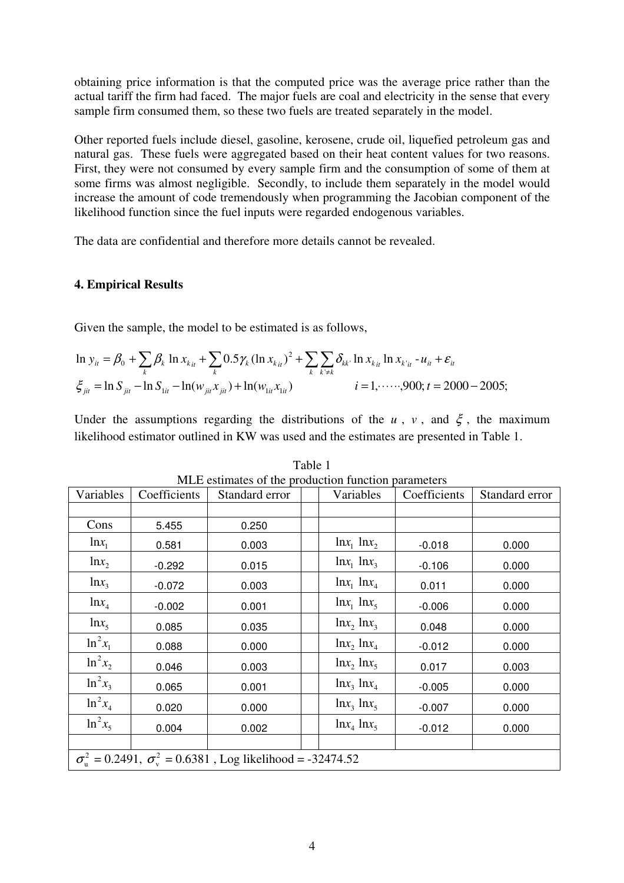obtaining price information is that the computed price was the average price rather than the actual tariff the firm had faced. The major fuels are coal and electricity in the sense that every sample firm consumed them, so these two fuels are treated separately in the model.

Other reported fuels include diesel, gasoline, kerosene, crude oil, liquefied petroleum gas and natural gas. These fuels were aggregated based on their heat content values for two reasons. First, they were not consumed by every sample firm and the consumption of some of them at some firms was almost negligible. Secondly, to include them separately in the model would increase the amount of code tremendously when programming the Jacobian component of the likelihood function since the fuel inputs were regarded endogenous variables.

The data are confidential and therefore more details cannot be revealed.

## 4. Empirical Results

Given the sample, the model to be estimated is as follows,

$$\ln y_{it} = \beta_0 + \sum_k \beta_k \ln x_{k\,it} + \sum_k 0.5\gamma_k (\ln x_{k\,it})^2 + \sum_k \sum_{k' \neq k} \delta_{kk'} \ln x_{k\,it} \ln x_{k'\,it} - u_{it} + \varepsilon_{it}$$

$$\xi_{jit} = \ln S_{jit} - \ln S_{1it} - \ln(w_{jit} x_{jit}) + \ln(w_{1it} x_{1it}) \qquad i = 1, \cdots\cdots, 900; t = 2000 - 2005;$$

Under the assumptions regarding the distributions of the $u$, $v$, and $\xi$, the maximum likelihood estimator outlined in KW was used and the estimates are presented in Table 1.

Table 1
MLE estimates of the production function parameters

| Variables | Coefficients | Standard error | | Variables | Coefficients | Standard error |
|---|---|---|---|---|---|---|
| | | | | | | |
| Cons | 5.455 | 0.250 | | | | |
| $\ln x_1$ | 0.581 | 0.003 | | $\ln x_1\ \ln x_2$ | -0.018 | 0.000 |
| $\ln x_2$ | -0.292 | 0.015 | | $\ln x_1\ \ln x_3$ | -0.106 | 0.000 |
| $\ln x_3$ | -0.072 | 0.003 | | $\ln x_1\ \ln x_4$ | 0.011 | 0.000 |
| $\ln x_4$ | -0.002 | 0.001 | | $\ln x_1\ \ln x_5$ | -0.006 | 0.000 |
| $\ln x_5$ | 0.085 | 0.035 | | $\ln x_2\ \ln x_3$ | 0.048 | 0.000 |
| $\ln^2 x_1$ | 0.088 | 0.000 | | $\ln x_2\ \ln x_4$ | -0.012 | 0.000 |
| $\ln^2 x_2$ | 0.046 | 0.003 | | $\ln x_2\ \ln x_5$ | 0.017 | 0.003 |
| $\ln^2 x_3$ | 0.065 | 0.001 | | $\ln x_3\ \ln x_4$ | -0.005 | 0.000 |
| $\ln^2 x_4$ | 0.020 | 0.000 | | $\ln x_3\ \ln x_5$ | -0.007 | 0.000 |
| $\ln^2 x_5$ | 0.004 | 0.002 | | $\ln x_4\ \ln x_5$ | -0.012 | 0.000 |
| | | | | | | |
| $\sigma_u^2 = 0.2491$, $\sigma_v^2 = 0.6381$, Log likelihood = -32474.52 | | | | | | |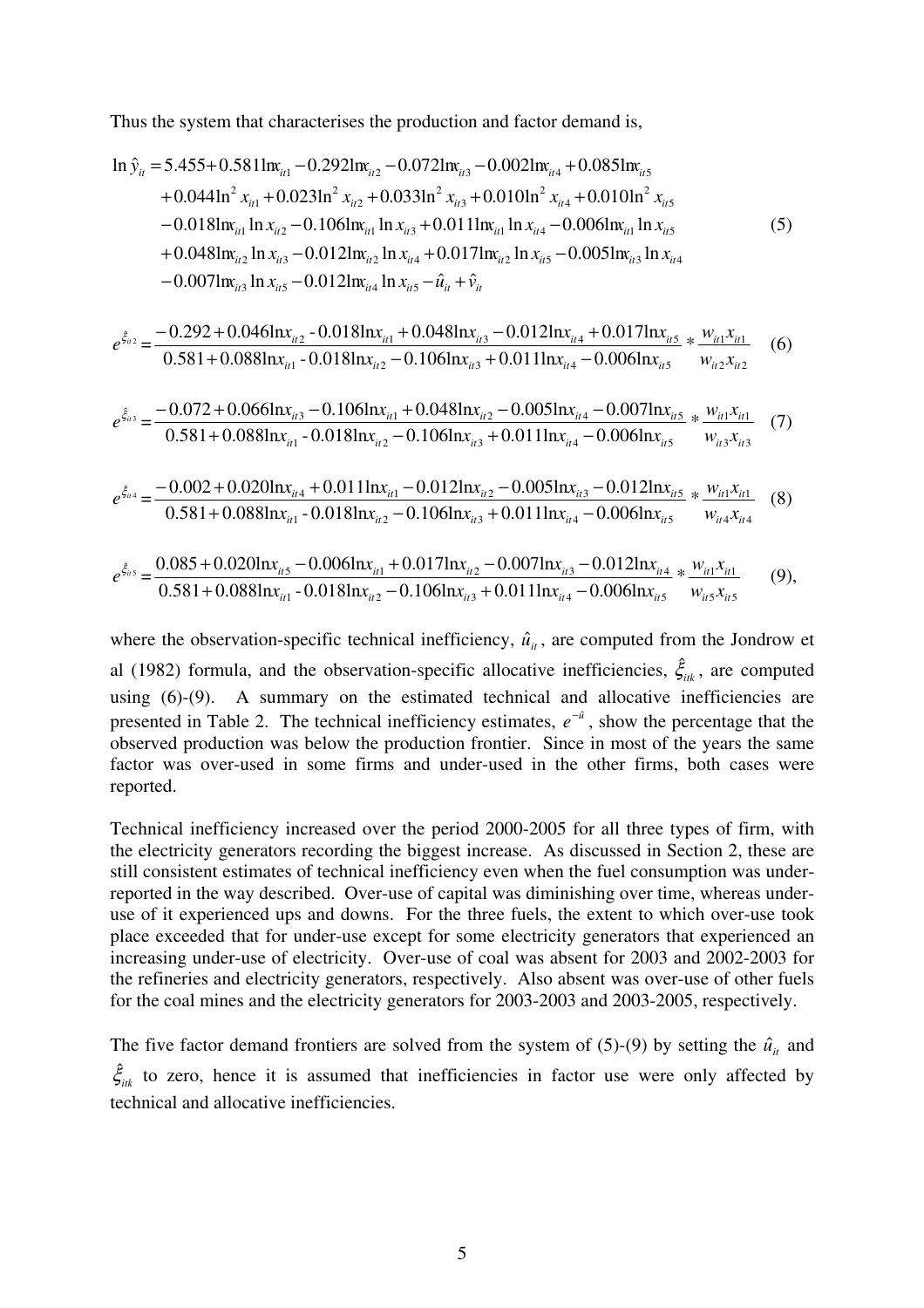Thus the system that characterises the production and factor demand is,

$$
\begin{aligned}
\ln \hat{y}_{it} = &\ 5.455 + 0.581\ln x_{it1} - 0.292\ln x_{it2} - 0.072\ln x_{it3} - 0.002\ln x_{it4} + 0.085\ln x_{it5} \\
&+ 0.044\ln^2 x_{it1} + 0.023\ln^2 x_{it2} + 0.033\ln^2 x_{it3} + 0.010\ln^2 x_{it4} + 0.010\ln^2 x_{it5} \\
&- 0.018\ln x_{it1}\ln x_{it2} - 0.106\ln x_{it1}\ln x_{it3} + 0.011\ln x_{it1}\ln x_{it4} - 0.006\ln x_{it1}\ln x_{it5} \\
&+ 0.048\ln x_{it2}\ln x_{it3} - 0.012\ln x_{it2}\ln x_{it4} + 0.017\ln x_{it2}\ln x_{it5} - 0.005\ln x_{it3}\ln x_{it4} \\
&- 0.007\ln x_{it3}\ln x_{it5} - 0.012\ln x_{it4}\ln x_{it5} - \hat{u}_{it} + \hat{v}_{it}
\end{aligned} \tag{5}
$$

$$
e^{\hat{\xi}_{it2}} = \frac{-0.292 + 0.046\ln x_{it2} - 0.018\ln x_{it1} + 0.048\ln x_{it3} - 0.012\ln x_{it4} + 0.017\ln x_{it5}}{0.581 + 0.088\ln x_{it1} - 0.018\ln x_{it2} - 0.106\ln x_{it3} + 0.011\ln x_{it4} - 0.006\ln x_{it5}} * \frac{w_{it1}x_{it1}}{w_{it2}x_{it2}} \tag{6}
$$

$$
e^{\hat{\xi}_{it3}} = \frac{-0.072 + 0.066\ln x_{it3} - 0.106\ln x_{it1} + 0.048\ln x_{it2} - 0.005\ln x_{it4} - 0.007\ln x_{it5}}{0.581 + 0.088\ln x_{it1} - 0.018\ln x_{it2} - 0.106\ln x_{it3} + 0.011\ln x_{it4} - 0.006\ln x_{it5}} * \frac{w_{it1}x_{it1}}{w_{it3}x_{it3}} \tag{7}
$$

$$
e^{\hat{\xi}_{it4}} = \frac{-0.002 + 0.020\ln x_{it4} + 0.011\ln x_{it1} - 0.012\ln x_{it2} - 0.005\ln x_{it3} - 0.012\ln x_{it5}}{0.581 + 0.088\ln x_{it1} - 0.018\ln x_{it2} - 0.106\ln x_{it3} + 0.011\ln x_{it4} - 0.006\ln x_{it5}} * \frac{w_{it1}x_{it1}}{w_{it4}x_{it4}} \tag{8}
$$

$$
e^{\hat{\xi}_{it5}} = \frac{0.085 + 0.020\ln x_{it5} - 0.006\ln x_{it1} + 0.017\ln x_{it2} - 0.007\ln x_{it3} - 0.012\ln x_{it4}}{0.581 + 0.088\ln x_{it1} - 0.018\ln x_{it2} - 0.106\ln x_{it3} + 0.011\ln x_{it4} - 0.006\ln x_{it5}} * \frac{w_{it1}x_{it1}}{w_{it5}x_{it5}} \tag{9}
$$

where the observation-specific technical inefficiency, $\hat{u}_{it}$, are computed from the Jondrow et al (1982) formula, and the observation-specific allocative inefficiencies, $\hat{\xi}_{itk}$, are computed using (6)-(9). A summary on the estimated technical and allocative inefficiencies are presented in Table 2. The technical inefficiency estimates, $e^{-\hat{u}}$, show the percentage that the observed production was below the production frontier. Since in most of the years the same factor was over-used in some firms and under-used in the other firms, both cases were reported.

Technical inefficiency increased over the period 2000-2005 for all three types of firm, with the electricity generators recording the biggest increase. As discussed in Section 2, these are still consistent estimates of technical inefficiency even when the fuel consumption was under-reported in the way described. Over-use of capital was diminishing over time, whereas under-use of it experienced ups and downs. For the three fuels, the extent to which over-use took place exceeded that for under-use except for some electricity generators that experienced an increasing under-use of electricity. Over-use of coal was absent for 2003 and 2002-2003 for the refineries and electricity generators, respectively. Also absent was over-use of other fuels for the coal mines and the electricity generators for 2003-2003 and 2003-2005, respectively.

The five factor demand frontiers are solved from the system of (5)-(9) by setting the $\hat{u}_{it}$ and $\hat{\xi}_{itk}$ to zero, hence it is assumed that inefficiencies in factor use were only affected by technical and allocative inefficiencies.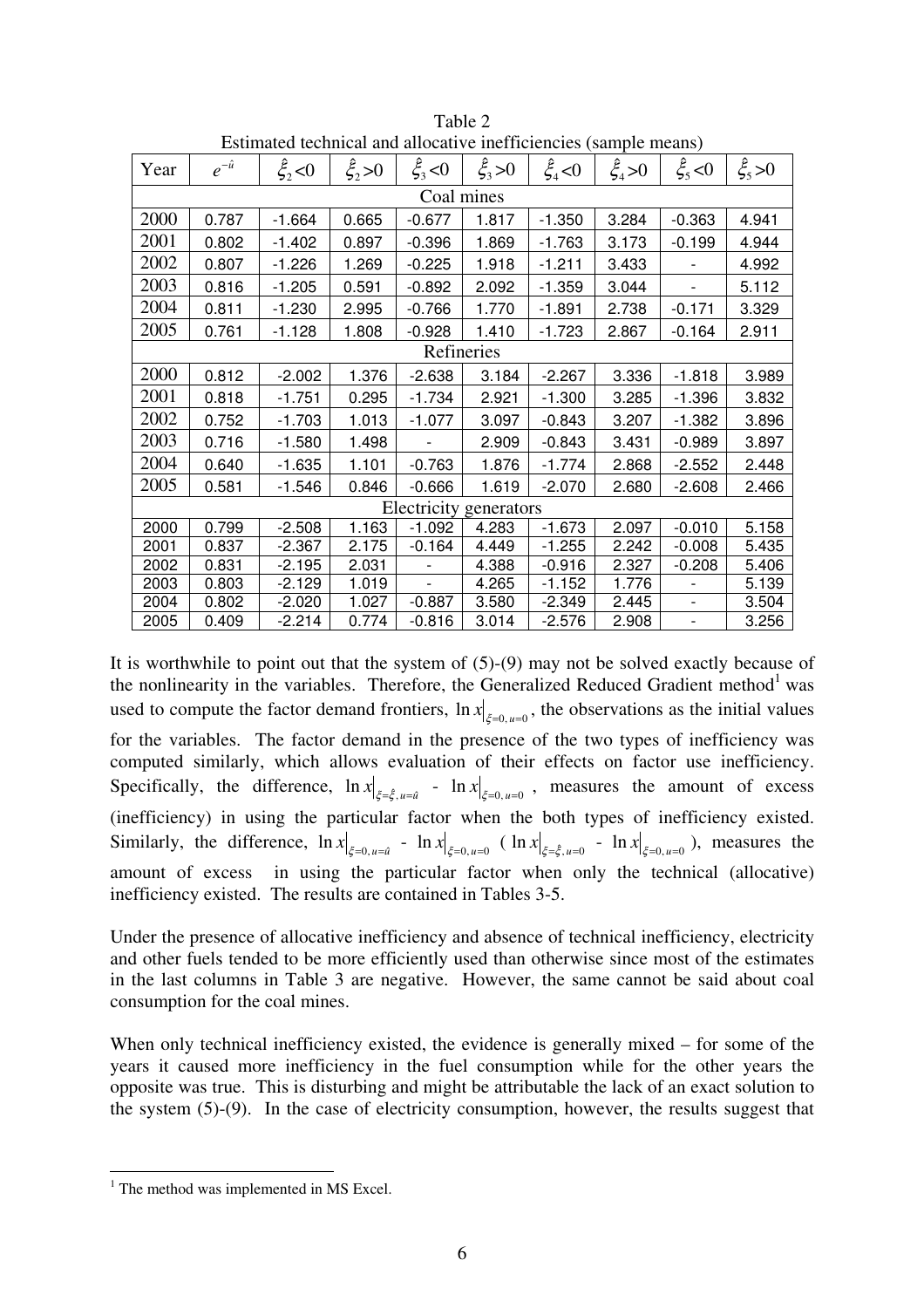Table 2
Estimated technical and allocative inefficiencies (sample means)

| Year | $e^{-\hat{u}}$ | $\hat{\xi}_2 < 0$ | $\hat{\xi}_2 > 0$ | $\hat{\xi}_3 < 0$ | $\hat{\xi}_3 > 0$ | $\hat{\xi}_4 < 0$ | $\hat{\xi}_4 > 0$ | $\hat{\xi}_5 < 0$ | $\hat{\xi}_5 > 0$ |
|---|---|---|---|---|---|---|---|---|---|
| Coal mines | | | | | | | | | |
| 2000 | 0.787 | -1.664 | 0.665 | -0.677 | 1.817 | -1.350 | 3.284 | -0.363 | 4.941 |
| 2001 | 0.802 | -1.402 | 0.897 | -0.396 | 1.869 | -1.763 | 3.173 | -0.199 | 4.944 |
| 2002 | 0.807 | -1.226 | 1.269 | -0.225 | 1.918 | -1.211 | 3.433 | - | 4.992 |
| 2003 | 0.816 | -1.205 | 0.591 | -0.892 | 2.092 | -1.359 | 3.044 | - | 5.112 |
| 2004 | 0.811 | -1.230 | 2.995 | -0.766 | 1.770 | -1.891 | 2.738 | -0.171 | 3.329 |
| 2005 | 0.761 | -1.128 | 1.808 | -0.928 | 1.410 | -1.723 | 2.867 | -0.164 | 2.911 |
| Refineries | | | | | | | | | |
| 2000 | 0.812 | -2.002 | 1.376 | -2.638 | 3.184 | -2.267 | 3.336 | -1.818 | 3.989 |
| 2001 | 0.818 | -1.751 | 0.295 | -1.734 | 2.921 | -1.300 | 3.285 | -1.396 | 3.832 |
| 2002 | 0.752 | -1.703 | 1.013 | -1.077 | 3.097 | -0.843 | 3.207 | -1.382 | 3.896 |
| 2003 | 0.716 | -1.580 | 1.498 | - | 2.909 | -0.843 | 3.431 | -0.989 | 3.897 |
| 2004 | 0.640 | -1.635 | 1.101 | -0.763 | 1.876 | -1.774 | 2.868 | -2.552 | 2.448 |
| 2005 | 0.581 | -1.546 | 0.846 | -0.666 | 1.619 | -2.070 | 2.680 | -2.608 | 2.466 |
| Electricity generators | | | | | | | | | |
| 2000 | 0.799 | -2.508 | 1.163 | -1.092 | 4.283 | -1.673 | 2.097 | -0.010 | 5.158 |
| 2001 | 0.837 | -2.367 | 2.175 | -0.164 | 4.449 | -1.255 | 2.242 | -0.008 | 5.435 |
| 2002 | 0.831 | -2.195 | 2.031 | - | 4.388 | -0.916 | 2.327 | -0.208 | 5.406 |
| 2003 | 0.803 | -2.129 | 1.019 | - | 4.265 | -1.152 | 1.776 | - | 5.139 |
| 2004 | 0.802 | -2.020 | 1.027 | -0.887 | 3.580 | -2.349 | 2.445 | - | 3.504 |
| 2005 | 0.409 | -2.214 | 0.774 | -0.816 | 3.014 | -2.576 | 2.908 | - | 3.256 |

It is worthwhile to point out that the system of (5)-(9) may not be solved exactly because of the nonlinearity in the variables. Therefore, the Generalized Reduced Gradient method[1] was used to compute the factor demand frontiers, $\ln x|_{\xi=0,\,u=0}$, the observations as the initial values for the variables. The factor demand in the presence of the two types of inefficiency was computed similarly, which allows evaluation of their effects on factor use inefficiency. Specifically, the difference, $\ln x|_{\xi=\hat{\xi},\,u=\hat{u}}$ - $\ln x|_{\xi=0,\,u=0}$, measures the amount of excess (inefficiency) in using the particular factor when the both types of inefficiency existed. Similarly, the difference, $\ln x|_{\xi=0,\,u=\hat{u}}$ - $\ln x|_{\xi=0,\,u=0}$ ($\ln x|_{\xi=\hat{\xi},\,u=0}$ - $\ln x|_{\xi=0,\,u=0}$), measures the amount of excess in using the particular factor when only the technical (allocative) inefficiency existed. The results are contained in Tables 3-5.

Under the presence of allocative inefficiency and absence of technical inefficiency, electricity and other fuels tended to be more efficiently used than otherwise since most of the estimates in the last columns in Table 3 are negative. However, the same cannot be said about coal consumption for the coal mines.

When only technical inefficiency existed, the evidence is generally mixed – for some of the years it caused more inefficiency in the fuel consumption while for the other years the opposite was true. This is disturbing and might be attributable the lack of an exact solution to the system (5)-(9). In the case of electricity consumption, however, the results suggest that

[1] The method was implemented in MS Excel.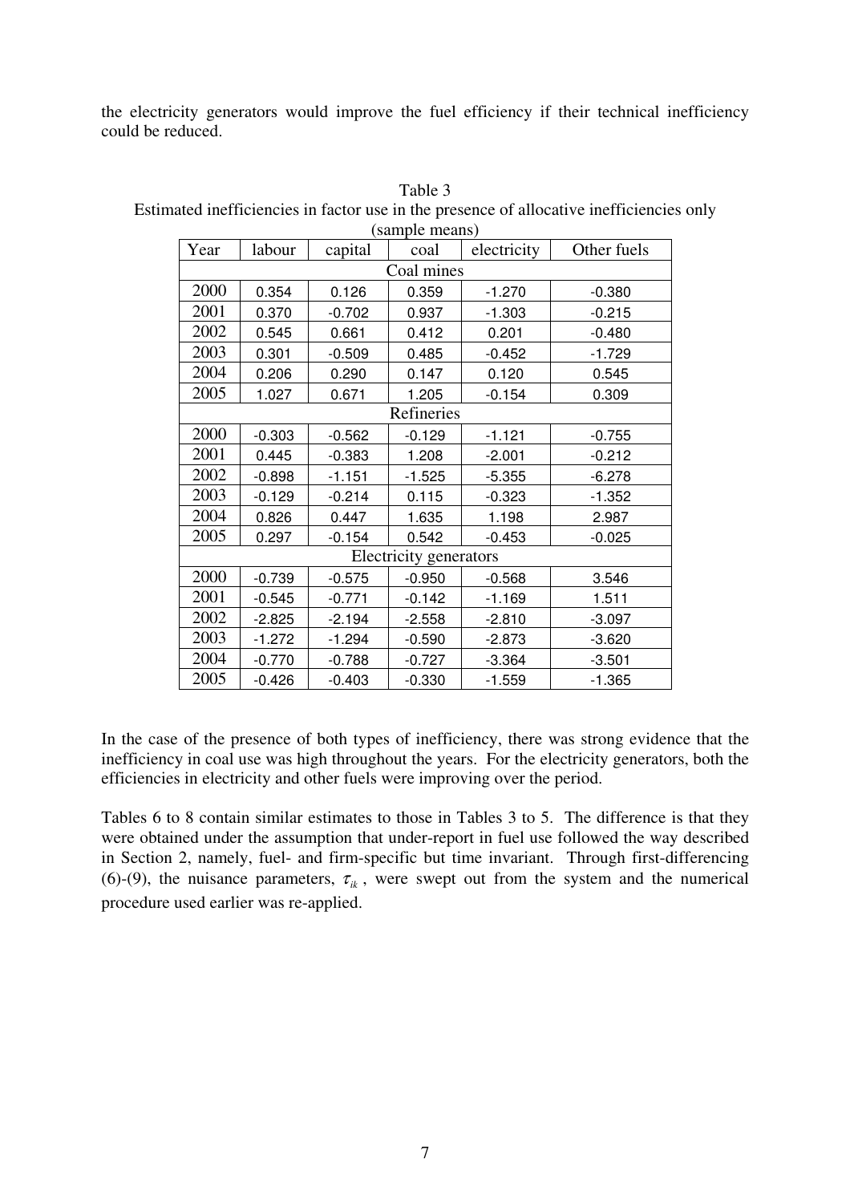the electricity generators would improve the fuel efficiency if their technical inefficiency could be reduced.

Table 3
Estimated inefficiencies in factor use in the presence of allocative inefficiencies only (sample means)

| Year | labour | capital | coal | electricity | Other fuels |
|---|---|---|---|---|---|
| Coal mines | | | | | |
| 2000 | 0.354 | 0.126 | 0.359 | -1.270 | -0.380 |
| 2001 | 0.370 | -0.702 | 0.937 | -1.303 | -0.215 |
| 2002 | 0.545 | 0.661 | 0.412 | 0.201 | -0.480 |
| 2003 | 0.301 | -0.509 | 0.485 | -0.452 | -1.729 |
| 2004 | 0.206 | 0.290 | 0.147 | 0.120 | 0.545 |
| 2005 | 1.027 | 0.671 | 1.205 | -0.154 | 0.309 |
| Refineries | | | | | |
| 2000 | -0.303 | -0.562 | -0.129 | -1.121 | -0.755 |
| 2001 | 0.445 | -0.383 | 1.208 | -2.001 | -0.212 |
| 2002 | -0.898 | -1.151 | -1.525 | -5.355 | -6.278 |
| 2003 | -0.129 | -0.214 | 0.115 | -0.323 | -1.352 |
| 2004 | 0.826 | 0.447 | 1.635 | 1.198 | 2.987 |
| 2005 | 0.297 | -0.154 | 0.542 | -0.453 | -0.025 |
| Electricity generators | | | | | |
| 2000 | -0.739 | -0.575 | -0.950 | -0.568 | 3.546 |
| 2001 | -0.545 | -0.771 | -0.142 | -1.169 | 1.511 |
| 2002 | -2.825 | -2.194 | -2.558 | -2.810 | -3.097 |
| 2003 | -1.272 | -1.294 | -0.590 | -2.873 | -3.620 |
| 2004 | -0.770 | -0.788 | -0.727 | -3.364 | -3.501 |
| 2005 | -0.426 | -0.403 | -0.330 | -1.559 | -1.365 |

In the case of the presence of both types of inefficiency, there was strong evidence that the inefficiency in coal use was high throughout the years. For the electricity generators, both the efficiencies in electricity and other fuels were improving over the period.

Tables 6 to 8 contain similar estimates to those in Tables 3 to 5. The difference is that they were obtained under the assumption that under-report in fuel use followed the way described in Section 2, namely, fuel- and firm-specific but time invariant. Through first-differencing (6)-(9), the nuisance parameters, $\tau_{ik}$, were swept out from the system and the numerical procedure used earlier was re-applied.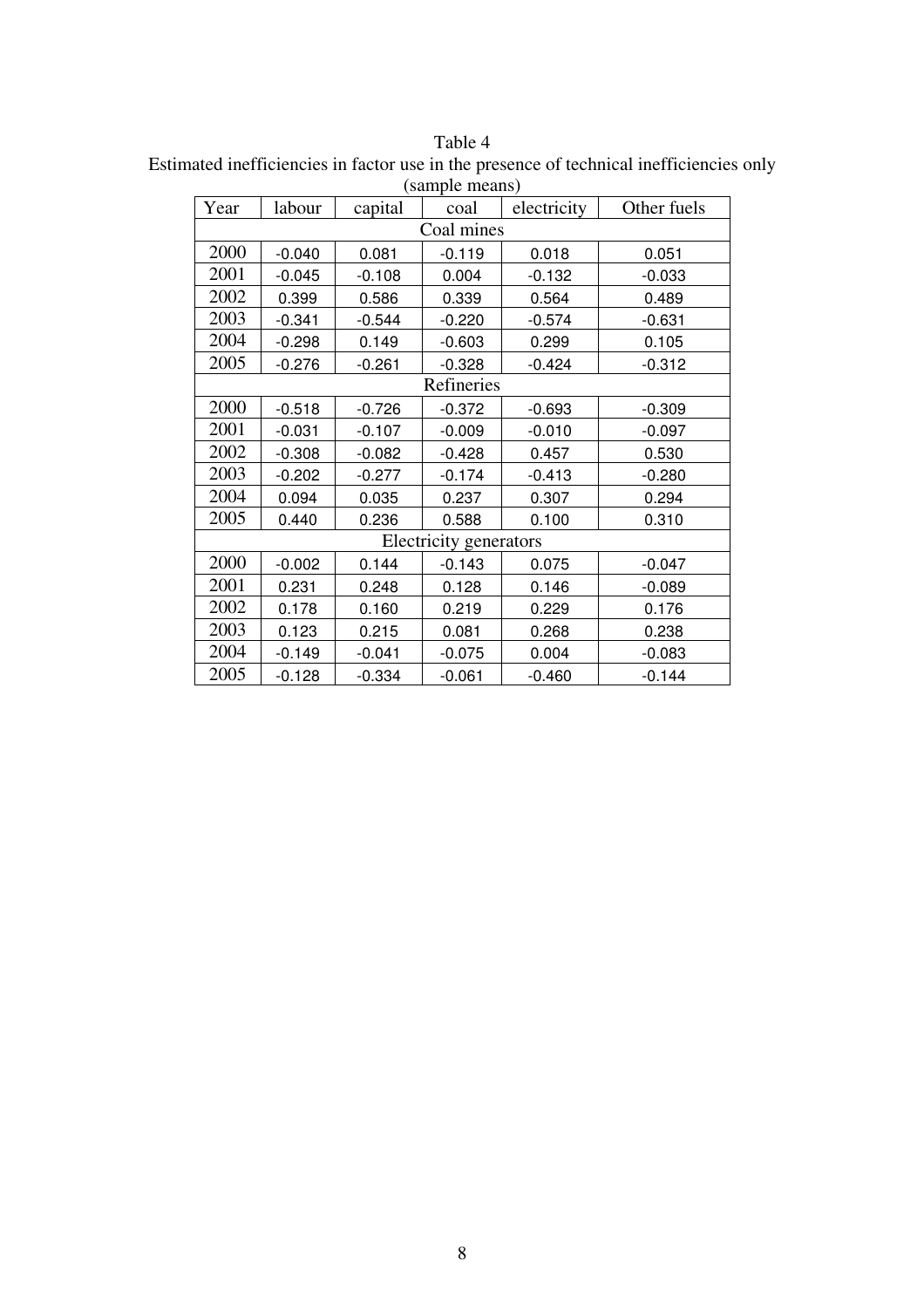Table 4
Estimated inefficiencies in factor use in the presence of technical inefficiencies only (sample means)

| Year | labour | capital | coal | electricity | Other fuels |
|---|---|---|---|---|---|
| Coal mines | | | | | |
| 2000 | -0.040 | 0.081 | -0.119 | 0.018 | 0.051 |
| 2001 | -0.045 | -0.108 | 0.004 | -0.132 | -0.033 |
| 2002 | 0.399 | 0.586 | 0.339 | 0.564 | 0.489 |
| 2003 | -0.341 | -0.544 | -0.220 | -0.574 | -0.631 |
| 2004 | -0.298 | 0.149 | -0.603 | 0.299 | 0.105 |
| 2005 | -0.276 | -0.261 | -0.328 | -0.424 | -0.312 |
| Refineries | | | | | |
| 2000 | -0.518 | -0.726 | -0.372 | -0.693 | -0.309 |
| 2001 | -0.031 | -0.107 | -0.009 | -0.010 | -0.097 |
| 2002 | -0.308 | -0.082 | -0.428 | 0.457 | 0.530 |
| 2003 | -0.202 | -0.277 | -0.174 | -0.413 | -0.280 |
| 2004 | 0.094 | 0.035 | 0.237 | 0.307 | 0.294 |
| 2005 | 0.440 | 0.236 | 0.588 | 0.100 | 0.310 |
| Electricity generators | | | | | |
| 2000 | -0.002 | 0.144 | -0.143 | 0.075 | -0.047 |
| 2001 | 0.231 | 0.248 | 0.128 | 0.146 | -0.089 |
| 2002 | 0.178 | 0.160 | 0.219 | 0.229 | 0.176 |
| 2003 | 0.123 | 0.215 | 0.081 | 0.268 | 0.238 |
| 2004 | -0.149 | -0.041 | -0.075 | 0.004 | -0.083 |
| 2005 | -0.128 | -0.334 | -0.061 | -0.460 | -0.144 |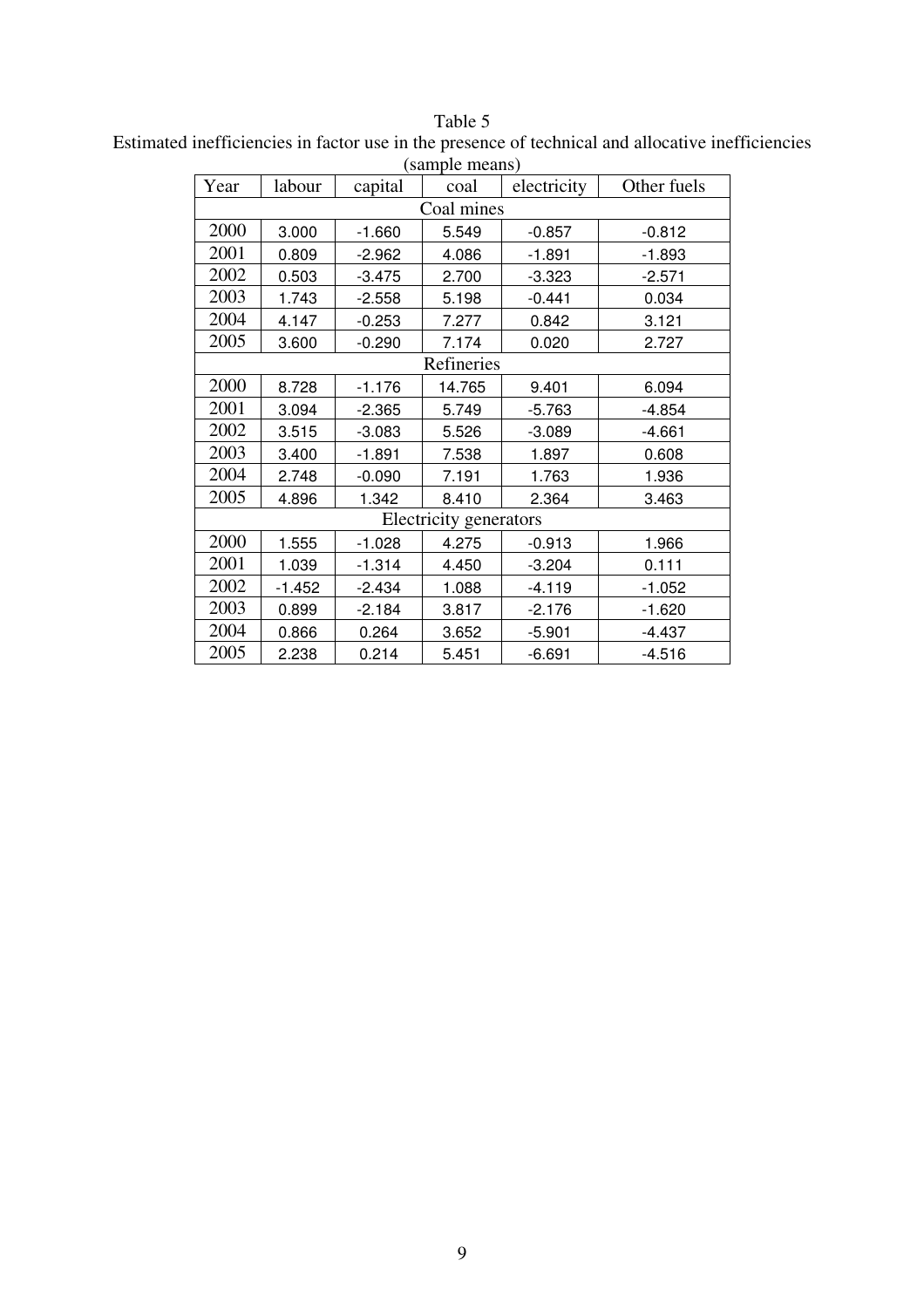Table 5
Estimated inefficiencies in factor use in the presence of technical and allocative inefficiencies (sample means)

| Year | labour | capital | coal | electricity | Other fuels |
|---|---|---|---|---|---|
| Coal mines | | | | | |
| 2000 | 3.000 | -1.660 | 5.549 | -0.857 | -0.812 |
| 2001 | 0.809 | -2.962 | 4.086 | -1.891 | -1.893 |
| 2002 | 0.503 | -3.475 | 2.700 | -3.323 | -2.571 |
| 2003 | 1.743 | -2.558 | 5.198 | -0.441 | 0.034 |
| 2004 | 4.147 | -0.253 | 7.277 | 0.842 | 3.121 |
| 2005 | 3.600 | -0.290 | 7.174 | 0.020 | 2.727 |
| Refineries | | | | | |
| 2000 | 8.728 | -1.176 | 14.765 | 9.401 | 6.094 |
| 2001 | 3.094 | -2.365 | 5.749 | -5.763 | -4.854 |
| 2002 | 3.515 | -3.083 | 5.526 | -3.089 | -4.661 |
| 2003 | 3.400 | -1.891 | 7.538 | 1.897 | 0.608 |
| 2004 | 2.748 | -0.090 | 7.191 | 1.763 | 1.936 |
| 2005 | 4.896 | 1.342 | 8.410 | 2.364 | 3.463 |
| Electricity generators | | | | | |
| 2000 | 1.555 | -1.028 | 4.275 | -0.913 | 1.966 |
| 2001 | 1.039 | -1.314 | 4.450 | -3.204 | 0.111 |
| 2002 | -1.452 | -2.434 | 1.088 | -4.119 | -1.052 |
| 2003 | 0.899 | -2.184 | 3.817 | -2.176 | -1.620 |
| 2004 | 0.866 | 0.264 | 3.652 | -5.901 | -4.437 |
| 2005 | 2.238 | 0.214 | 5.451 | -6.691 | -4.516 |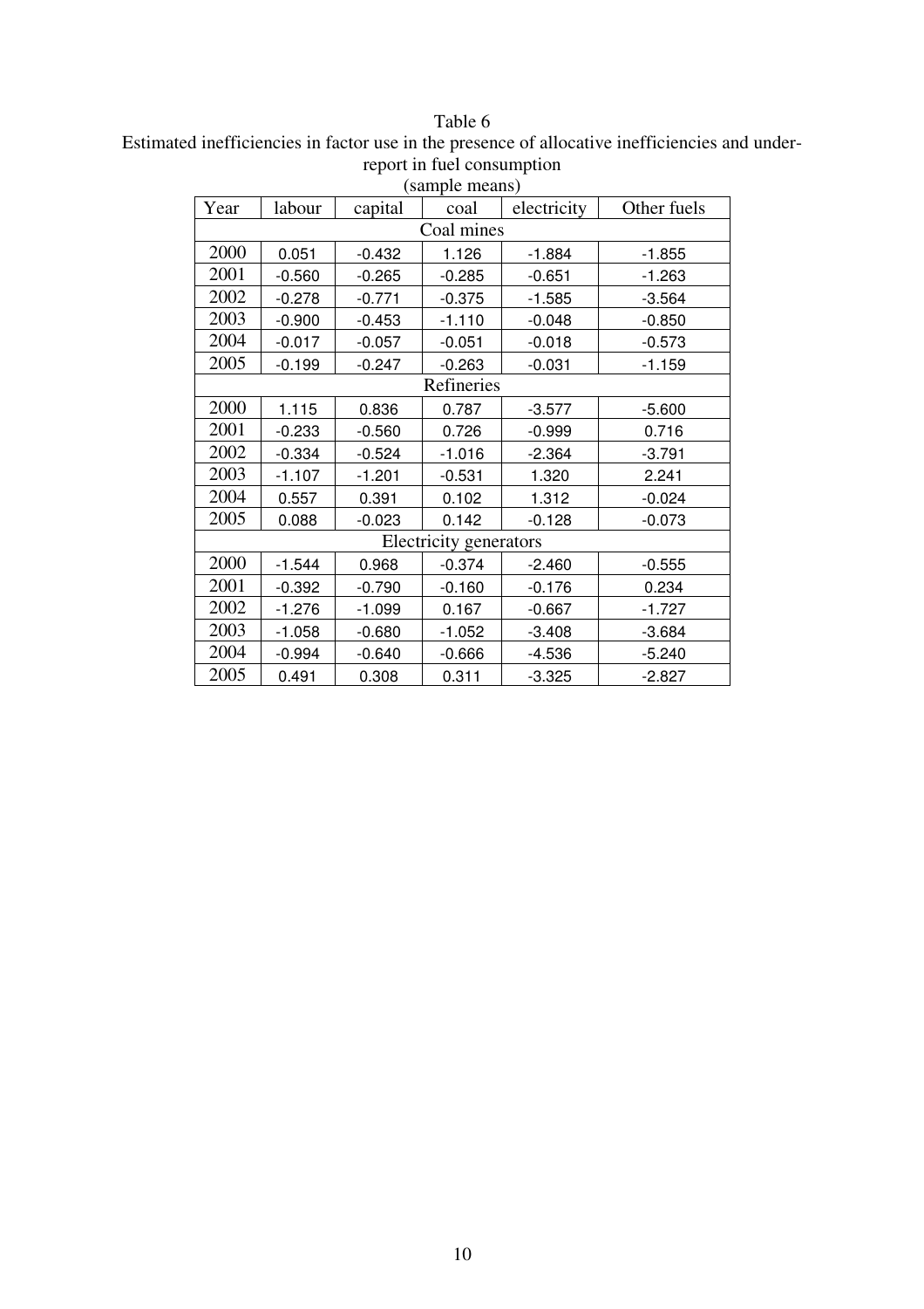Table 6
Estimated inefficiencies in factor use in the presence of allocative inefficiencies and under-report in fuel consumption
(sample means)

| Year | labour | capital | coal | electricity | Other fuels |
|---|---|---|---|---|---|
| Coal mines | | | | | |
| 2000 | 0.051 | -0.432 | 1.126 | -1.884 | -1.855 |
| 2001 | -0.560 | -0.265 | -0.285 | -0.651 | -1.263 |
| 2002 | -0.278 | -0.771 | -0.375 | -1.585 | -3.564 |
| 2003 | -0.900 | -0.453 | -1.110 | -0.048 | -0.850 |
| 2004 | -0.017 | -0.057 | -0.051 | -0.018 | -0.573 |
| 2005 | -0.199 | -0.247 | -0.263 | -0.031 | -1.159 |
| Refineries | | | | | |
| 2000 | 1.115 | 0.836 | 0.787 | -3.577 | -5.600 |
| 2001 | -0.233 | -0.560 | 0.726 | -0.999 | 0.716 |
| 2002 | -0.334 | -0.524 | -1.016 | -2.364 | -3.791 |
| 2003 | -1.107 | -1.201 | -0.531 | 1.320 | 2.241 |
| 2004 | 0.557 | 0.391 | 0.102 | 1.312 | -0.024 |
| 2005 | 0.088 | -0.023 | 0.142 | -0.128 | -0.073 |
| Electricity generators | | | | | |
| 2000 | -1.544 | 0.968 | -0.374 | -2.460 | -0.555 |
| 2001 | -0.392 | -0.790 | -0.160 | -0.176 | 0.234 |
| 2002 | -1.276 | -1.099 | 0.167 | -0.667 | -1.727 |
| 2003 | -1.058 | -0.680 | -1.052 | -3.408 | -3.684 |
| 2004 | -0.994 | -0.640 | -0.666 | -4.536 | -5.240 |
| 2005 | 0.491 | 0.308 | 0.311 | -3.325 | -2.827 |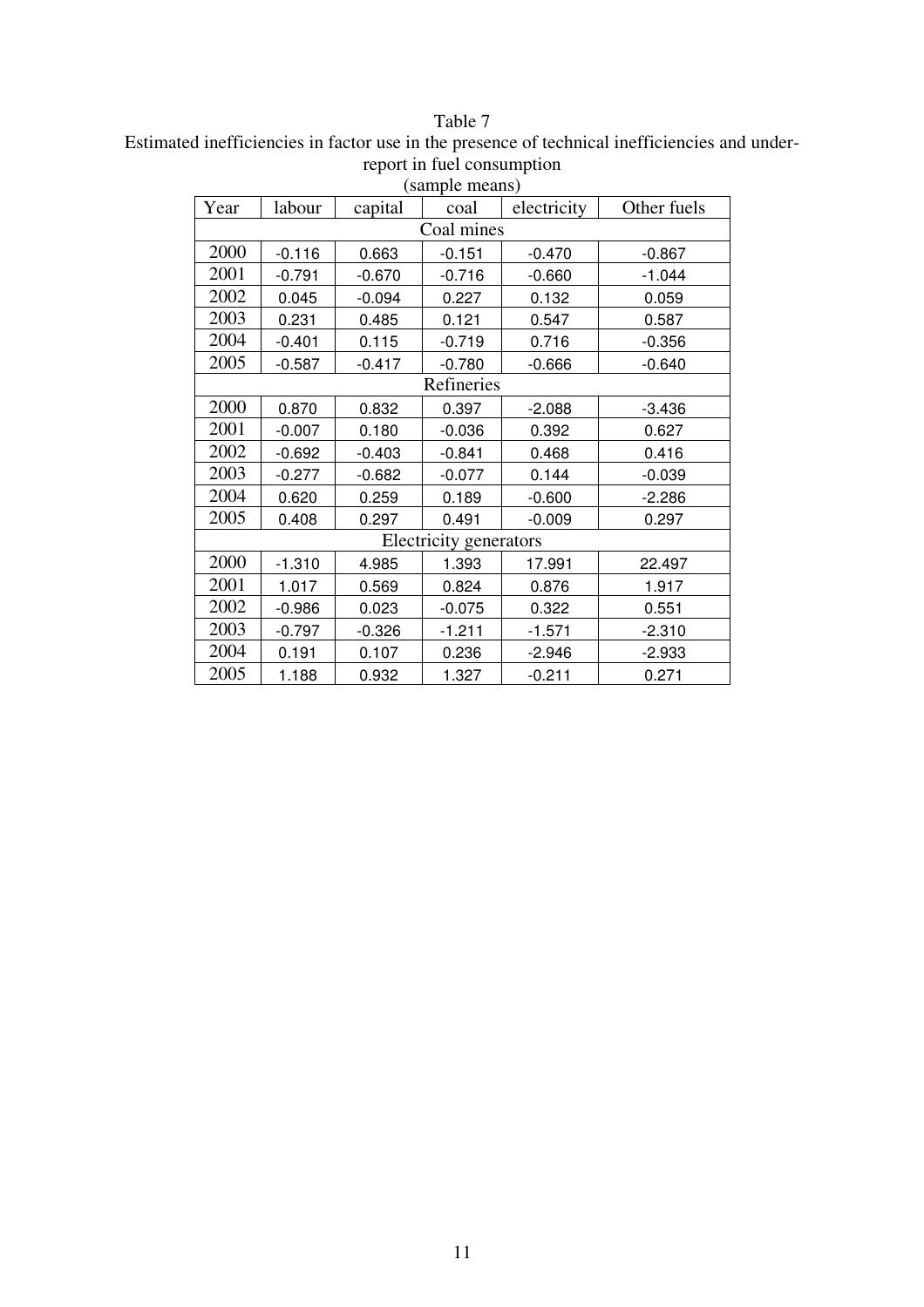Table 7
Estimated inefficiencies in factor use in the presence of technical inefficiencies and under-report in fuel consumption
(sample means)

| Year | labour | capital | coal | electricity | Other fuels |
|---|---|---|---|---|---|
| Coal mines | | | | | |
| 2000 | -0.116 | 0.663 | -0.151 | -0.470 | -0.867 |
| 2001 | -0.791 | -0.670 | -0.716 | -0.660 | -1.044 |
| 2002 | 0.045 | -0.094 | 0.227 | 0.132 | 0.059 |
| 2003 | 0.231 | 0.485 | 0.121 | 0.547 | 0.587 |
| 2004 | -0.401 | 0.115 | -0.719 | 0.716 | -0.356 |
| 2005 | -0.587 | -0.417 | -0.780 | -0.666 | -0.640 |
| Refineries | | | | | |
| 2000 | 0.870 | 0.832 | 0.397 | -2.088 | -3.436 |
| 2001 | -0.007 | 0.180 | -0.036 | 0.392 | 0.627 |
| 2002 | -0.692 | -0.403 | -0.841 | 0.468 | 0.416 |
| 2003 | -0.277 | -0.682 | -0.077 | 0.144 | -0.039 |
| 2004 | 0.620 | 0.259 | 0.189 | -0.600 | -2.286 |
| 2005 | 0.408 | 0.297 | 0.491 | -0.009 | 0.297 |
| Electricity generators | | | | | |
| 2000 | -1.310 | 4.985 | 1.393 | 17.991 | 22.497 |
| 2001 | 1.017 | 0.569 | 0.824 | 0.876 | 1.917 |
| 2002 | -0.986 | 0.023 | -0.075 | 0.322 | 0.551 |
| 2003 | -0.797 | -0.326 | -1.211 | -1.571 | -2.310 |
| 2004 | 0.191 | 0.107 | 0.236 | -2.946 | -2.933 |
| 2005 | 1.188 | 0.932 | 1.327 | -0.211 | 0.271 |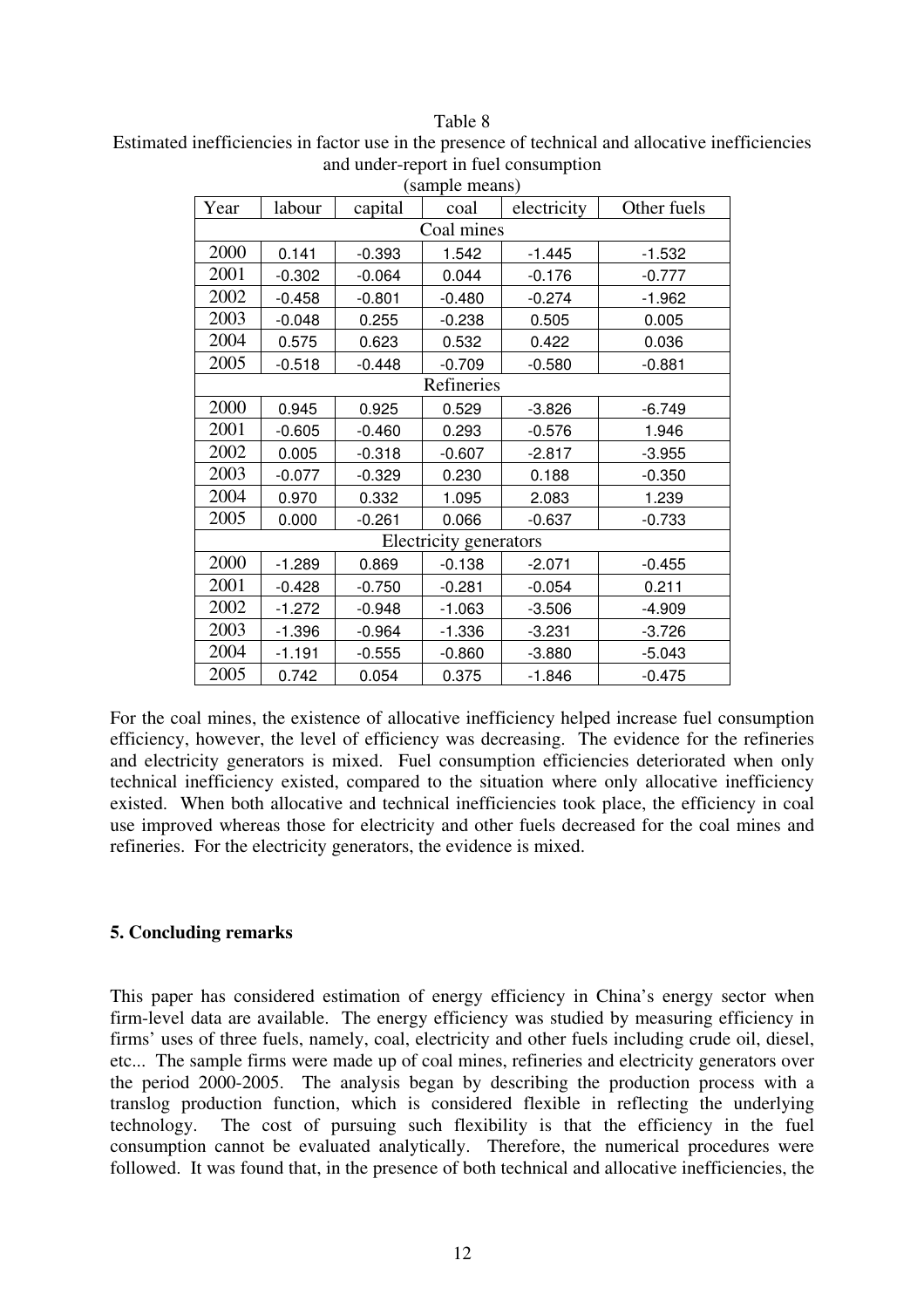Table 8
Estimated inefficiencies in factor use in the presence of technical and allocative inefficiencies and under-report in fuel consumption
(sample means)

| Year | labour | capital | coal | electricity | Other fuels |
|---|---|---|---|---|---|
| Coal mines | | | | | |
| 2000 | 0.141 | -0.393 | 1.542 | -1.445 | -1.532 |
| 2001 | -0.302 | -0.064 | 0.044 | -0.176 | -0.777 |
| 2002 | -0.458 | -0.801 | -0.480 | -0.274 | -1.962 |
| 2003 | -0.048 | 0.255 | -0.238 | 0.505 | 0.005 |
| 2004 | 0.575 | 0.623 | 0.532 | 0.422 | 0.036 |
| 2005 | -0.518 | -0.448 | -0.709 | -0.580 | -0.881 |
| Refineries | | | | | |
| 2000 | 0.945 | 0.925 | 0.529 | -3.826 | -6.749 |
| 2001 | -0.605 | -0.460 | 0.293 | -0.576 | 1.946 |
| 2002 | 0.005 | -0.318 | -0.607 | -2.817 | -3.955 |
| 2003 | -0.077 | -0.329 | 0.230 | 0.188 | -0.350 |
| 2004 | 0.970 | 0.332 | 1.095 | 2.083 | 1.239 |
| 2005 | 0.000 | -0.261 | 0.066 | -0.637 | -0.733 |
| Electricity generators | | | | | |
| 2000 | -1.289 | 0.869 | -0.138 | -2.071 | -0.455 |
| 2001 | -0.428 | -0.750 | -0.281 | -0.054 | 0.211 |
| 2002 | -1.272 | -0.948 | -1.063 | -3.506 | -4.909 |
| 2003 | -1.396 | -0.964 | -1.336 | -3.231 | -3.726 |
| 2004 | -1.191 | -0.555 | -0.860 | -3.880 | -5.043 |
| 2005 | 0.742 | 0.054 | 0.375 | -1.846 | -0.475 |

For the coal mines, the existence of allocative inefficiency helped increase fuel consumption efficiency, however, the level of efficiency was decreasing. The evidence for the refineries and electricity generators is mixed. Fuel consumption efficiencies deteriorated when only technical inefficiency existed, compared to the situation where only allocative inefficiency existed. When both allocative and technical inefficiencies took place, the efficiency in coal use improved whereas those for electricity and other fuels decreased for the coal mines and refineries. For the electricity generators, the evidence is mixed.

## 5. Concluding remarks

This paper has considered estimation of energy efficiency in China's energy sector when firm-level data are available. The energy efficiency was studied by measuring efficiency in firms' uses of three fuels, namely, coal, electricity and other fuels including crude oil, diesel, etc... The sample firms were made up of coal mines, refineries and electricity generators over the period 2000-2005. The analysis began by describing the production process with a translog production function, which is considered flexible in reflecting the underlying technology. The cost of pursuing such flexibility is that the efficiency in the fuel consumption cannot be evaluated analytically. Therefore, the numerical procedures were followed. It was found that, in the presence of both technical and allocative inefficiencies, the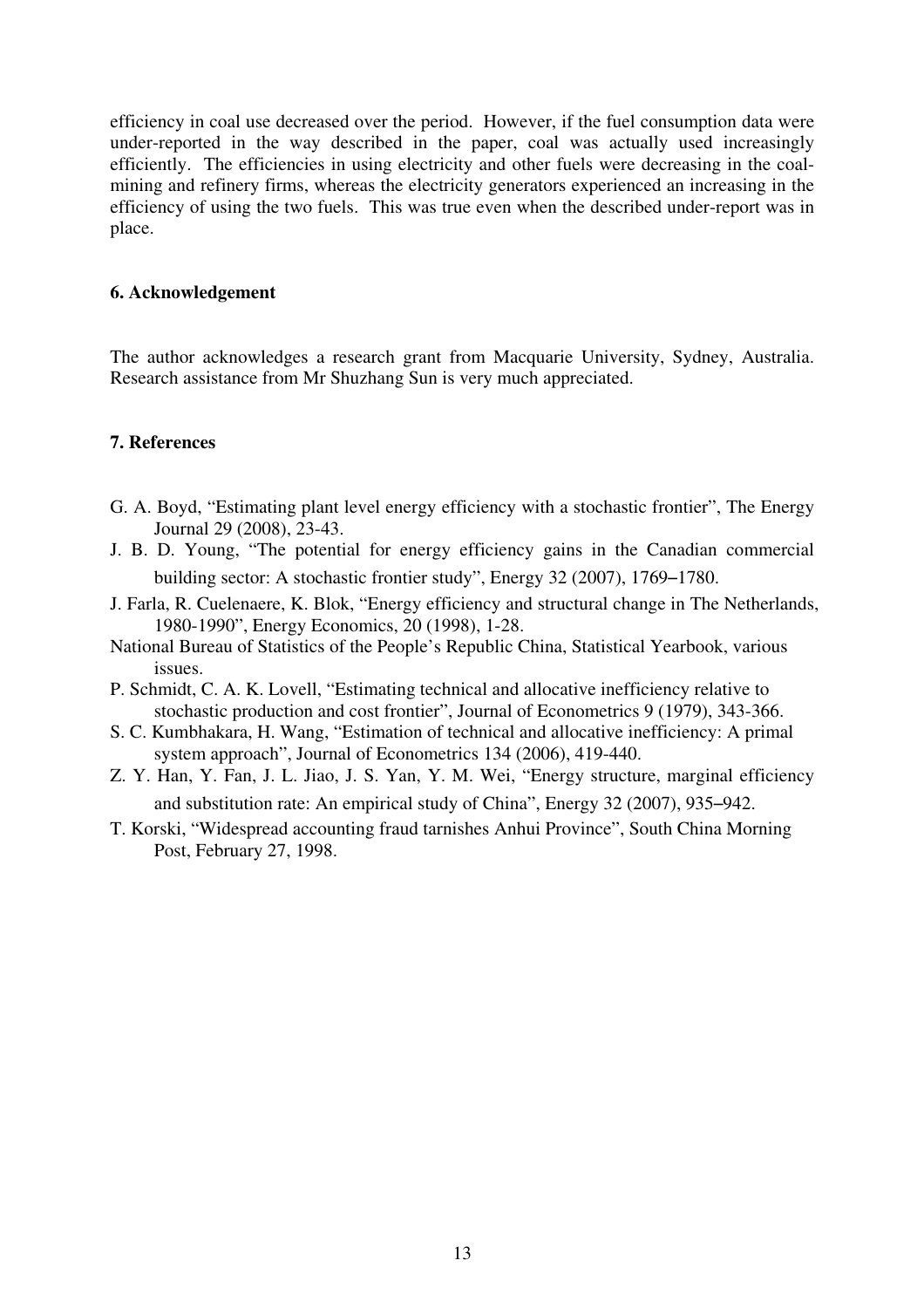efficiency in coal use decreased over the period. However, if the fuel consumption data were under-reported in the way described in the paper, coal was actually used increasingly efficiently. The efficiencies in using electricity and other fuels were decreasing in the coal-mining and refinery firms, whereas the electricity generators experienced an increasing in the efficiency of using the two fuels. This was true even when the described under-report was in place.

## 6. Acknowledgement

The author acknowledges a research grant from Macquarie University, Sydney, Australia. Research assistance from Mr Shuzhang Sun is very much appreciated.

## 7. References

G. A. Boyd, "Estimating plant level energy efficiency with a stochastic frontier", The Energy Journal 29 (2008), 23-43.

J. B. D. Young, "The potential for energy efficiency gains in the Canadian commercial building sector: A stochastic frontier study", Energy 32 (2007), 1769–1780.

J. Farla, R. Cuelenaere, K. Blok, "Energy efficiency and structural change in The Netherlands, 1980-1990", Energy Economics, 20 (1998), 1-28.

National Bureau of Statistics of the People's Republic China, Statistical Yearbook, various issues.

P. Schmidt, C. A. K. Lovell, "Estimating technical and allocative inefficiency relative to stochastic production and cost frontier", Journal of Econometrics 9 (1979), 343-366.

S. C. Kumbhakara, H. Wang, "Estimation of technical and allocative inefficiency: A primal system approach", Journal of Econometrics 134 (2006), 419-440.

Z. Y. Han, Y. Fan, J. L. Jiao, J. S. Yan, Y. M. Wei, "Energy structure, marginal efficiency and substitution rate: An empirical study of China", Energy 32 (2007), 935–942.

T. Korski, "Widespread accounting fraud tarnishes Anhui Province", South China Morning Post, February 27, 1998.